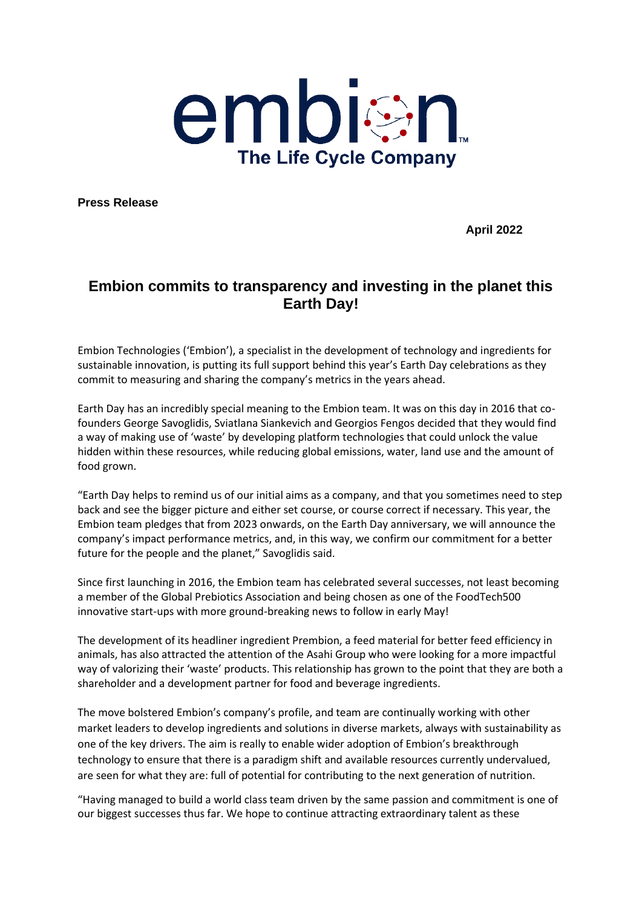embion

The Life Cycle Company

**Press Release**

**April 2022**

## Embion commits to transparency and investing in the planet this Earth Day!

Embion Technologies ('Embion'), a specialist in the development of technology and ingredients for sustainable innovation, is putting its full support behind this year's Earth Day celebrations as they commit to measuring and sharing the company's metrics in the years ahead.

Earth Day has an incredibly special meaning to the Embion team. It was on this day in 2016 that co-founders George Savoglidis, Sviatlana Siankevich and Georgios Fengos decided that they would find a way of making use of 'waste' by developing platform technologies that could unlock the value hidden within these resources, while reducing global emissions, water, land use and the amount of food grown.

"Earth Day helps to remind us of our initial aims as a company, and that you sometimes need to step back and see the bigger picture and either set course, or course correct if necessary. This year, the Embion team pledges that from 2023 onwards, on the Earth Day anniversary, we will announce the company's impact performance metrics, and, in this way, we confirm our commitment for a better future for the people and the planet," Savoglidis said.

Since first launching in 2016, the Embion team has celebrated several successes, not least becoming a member of the Global Prebiotics Association and being chosen as one of the FoodTech500 innovative start-ups with more ground-breaking news to follow in early May!

The development of its headliner ingredient Prembion, a feed material for better feed efficiency in animals, has also attracted the attention of the Asahi Group who were looking for a more impactful way of valorizing their 'waste' products. This relationship has grown to the point that they are both a shareholder and a development partner for food and beverage ingredients.

The move bolstered Embion's company's profile, and team are continually working with other market leaders to develop ingredients and solutions in diverse markets, always with sustainability as one of the key drivers. The aim is really to enable wider adoption of Embion's breakthrough technology to ensure that there is a paradigm shift and available resources currently undervalued, are seen for what they are: full of potential for contributing to the next generation of nutrition.

"Having managed to build a world class team driven by the same passion and commitment is one of our biggest successes thus far. We hope to continue attracting extraordinary talent as these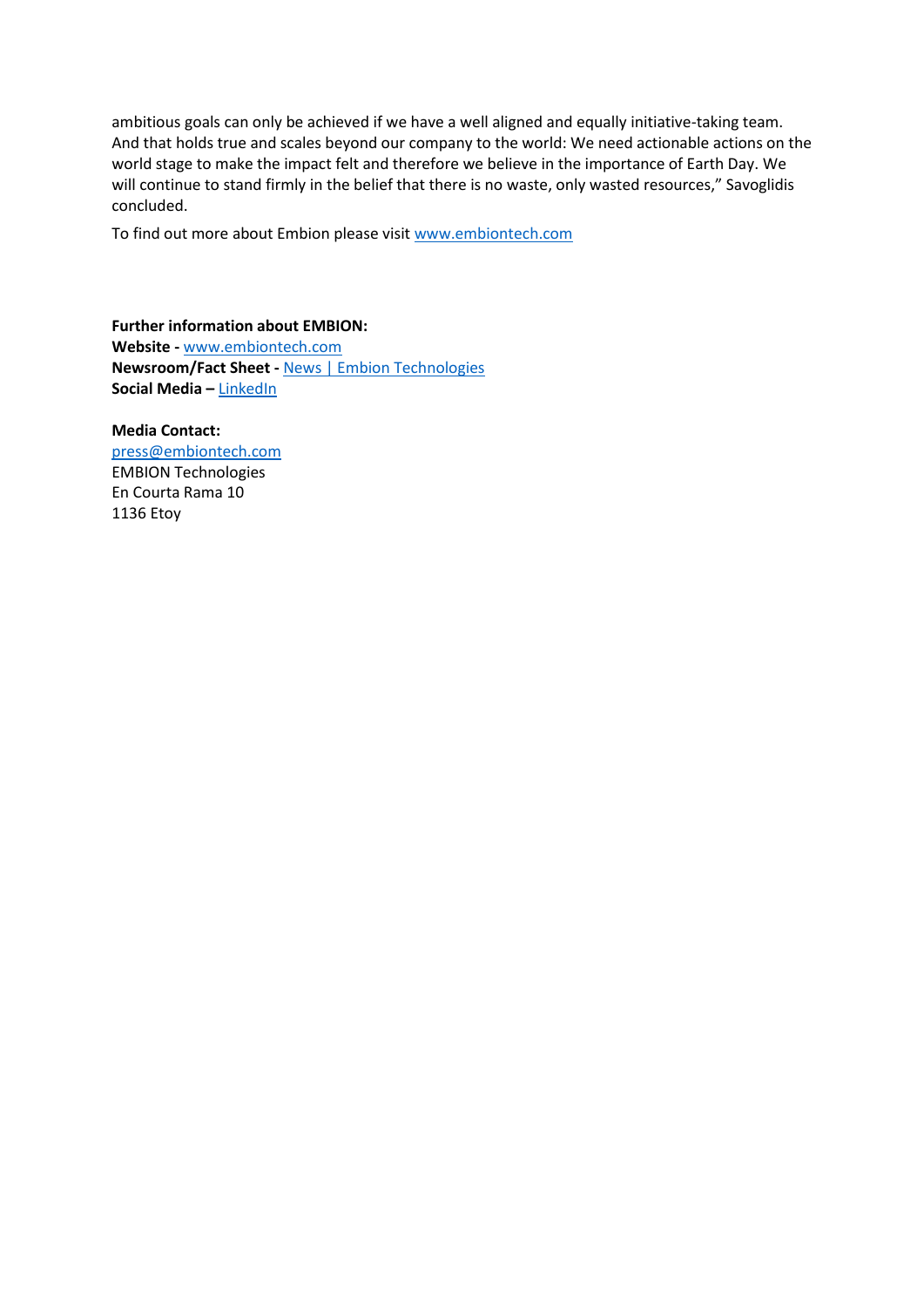ambitious goals can only be achieved if we have a well aligned and equally initiative-taking team. And that holds true and scales beyond our company to the world: We need actionable actions on the world stage to make the impact felt and therefore we believe in the importance of Earth Day. We will continue to stand firmly in the belief that there is no waste, only wasted resources," Savoglidis concluded.

To find out more about Embion please visit www.embiontech.com

**Further information about EMBION:**
**Website -** www.embiontech.com
**Newsroom/Fact Sheet -** News | Embion Technologies
**Social Media –** LinkedIn

**Media Contact:**
press@embiontech.com
EMBION Technologies
En Courta Rama 10
1136 Etoy